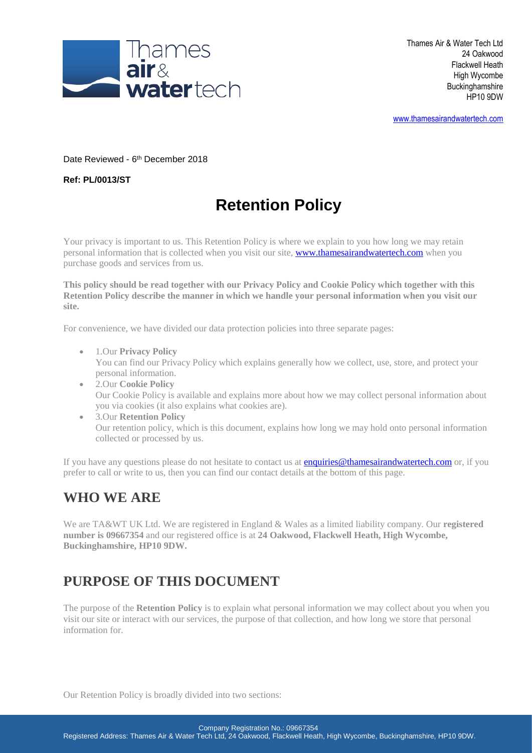Thames Air & Water Tech Ltd
24 Oakwood
Flackwell Heath
High Wycombe
Buckinghamshire
HP10 9DW

www.thamesairandwatertech.com

Date Reviewed - 6th December 2018

**Ref: PL/0013/ST**

# Retention Policy

Your privacy is important to us. This Retention Policy is where we explain to you how long we may retain personal information that is collected when you visit our site, www.thamesairandwatertech.com when you purchase goods and services from us.

**This policy should be read together with our Privacy Policy and Cookie Policy which together with this Retention Policy describe the manner in which we handle your personal information when you visit our site.**

For convenience, we have divided our data protection policies into three separate pages:

- 1.Our **Privacy Policy**
  You can find our Privacy Policy which explains generally how we collect, use, store, and protect your personal information.
- 2.Our **Cookie Policy**
  Our Cookie Policy is available and explains more about how we may collect personal information about you via cookies (it also explains what cookies are).
- 3.Our **Retention Policy**
  Our retention policy, which is this document, explains how long we may hold onto personal information collected or processed by us.

If you have any questions please do not hesitate to contact us at enquiries@thamesairandwatertech.com or, if you prefer to call or write to us, then you can find our contact details at the bottom of this page.

## WHO WE ARE

We are TA&WT UK Ltd. We are registered in England & Wales as a limited liability company. Our **registered number is 09667354** and our registered office is at **24 Oakwood, Flackwell Heath, High Wycombe, Buckinghamshire, HP10 9DW.**

## PURPOSE OF THIS DOCUMENT

The purpose of the **Retention Policy** is to explain what personal information we may collect about you when you visit our site or interact with our services, the purpose of that collection, and how long we store that personal information for.

Our Retention Policy is broadly divided into two sections: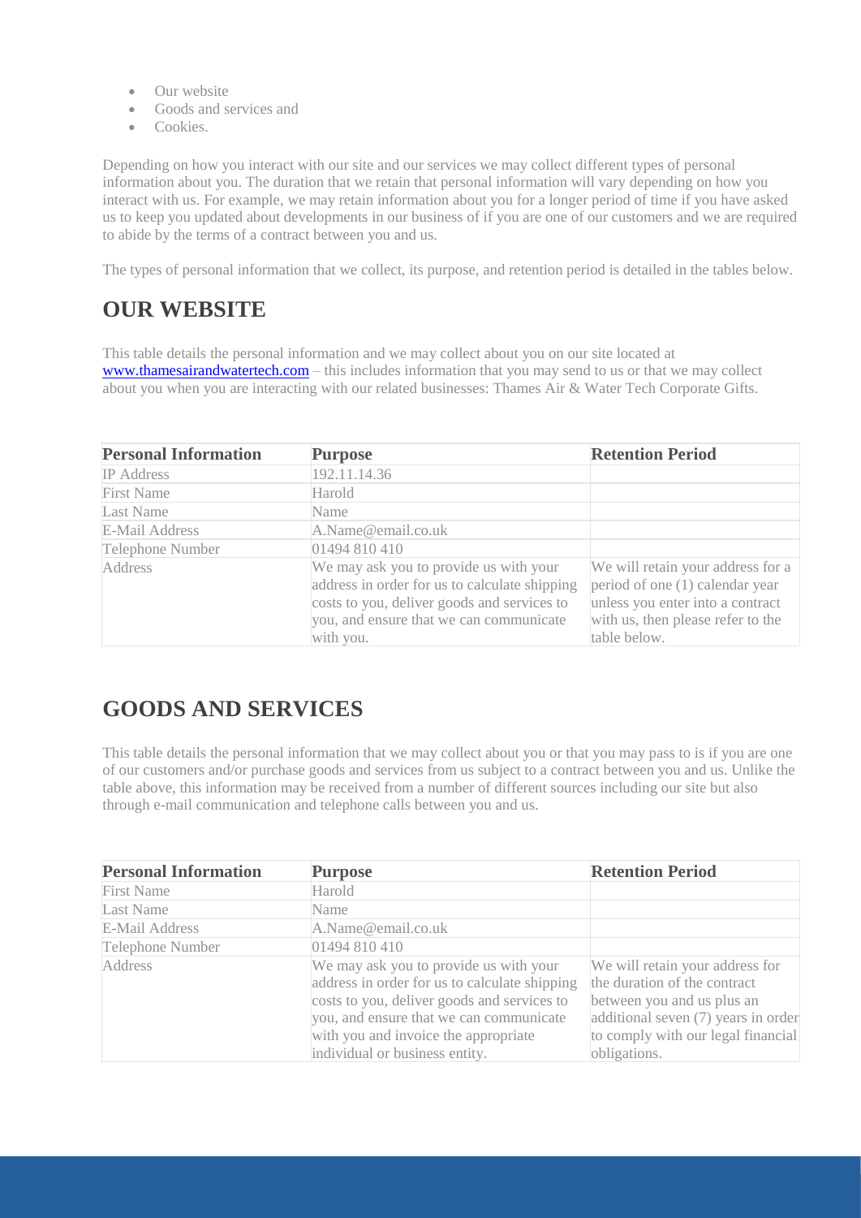- Our website
- Goods and services and
- Cookies.

Depending on how you interact with our site and our services we may collect different types of personal information about you. The duration that we retain that personal information will vary depending on how you interact with us. For example, we may retain information about you for a longer period of time if you have asked us to keep you updated about developments in our business of if you are one of our customers and we are required to abide by the terms of a contract between you and us.

The types of personal information that we collect, its purpose, and retention period is detailed in the tables below.

## OUR WEBSITE

This table details the personal information and we may collect about you on our site located at www.thamesairandwatertech.com – this includes information that you may send to us or that we may collect about you when you are interacting with our related businesses: Thames Air & Water Tech Corporate Gifts.

| Personal Information | Purpose | Retention Period |
|---|---|---|
| IP Address | 192.11.14.36 | |
| First Name | Harold | |
| Last Name | Name | |
| E-Mail Address | A.Name@email.co.uk | |
| Telephone Number | 01494 810 410 | |
| Address | We may ask you to provide us with your address in order for us to calculate shipping costs to you, deliver goods and services to you, and ensure that we can communicate with you. | We will retain your address for a period of one (1) calendar year unless you enter into a contract with us, then please refer to the table below. |

## GOODS AND SERVICES

This table details the personal information that we may collect about you or that you may pass to is if you are one of our customers and/or purchase goods and services from us subject to a contract between you and us. Unlike the table above, this information may be received from a number of different sources including our site but also through e-mail communication and telephone calls between you and us.

| Personal Information | Purpose | Retention Period |
|---|---|---|
| First Name | Harold | |
| Last Name | Name | |
| E-Mail Address | A.Name@email.co.uk | |
| Telephone Number | 01494 810 410 | |
| Address | We may ask you to provide us with your address in order for us to calculate shipping costs to you, deliver goods and services to you, and ensure that we can communicate with you and invoice the appropriate individual or business entity. | We will retain your address for the duration of the contract between you and us plus an additional seven (7) years in order to comply with our legal financial obligations. |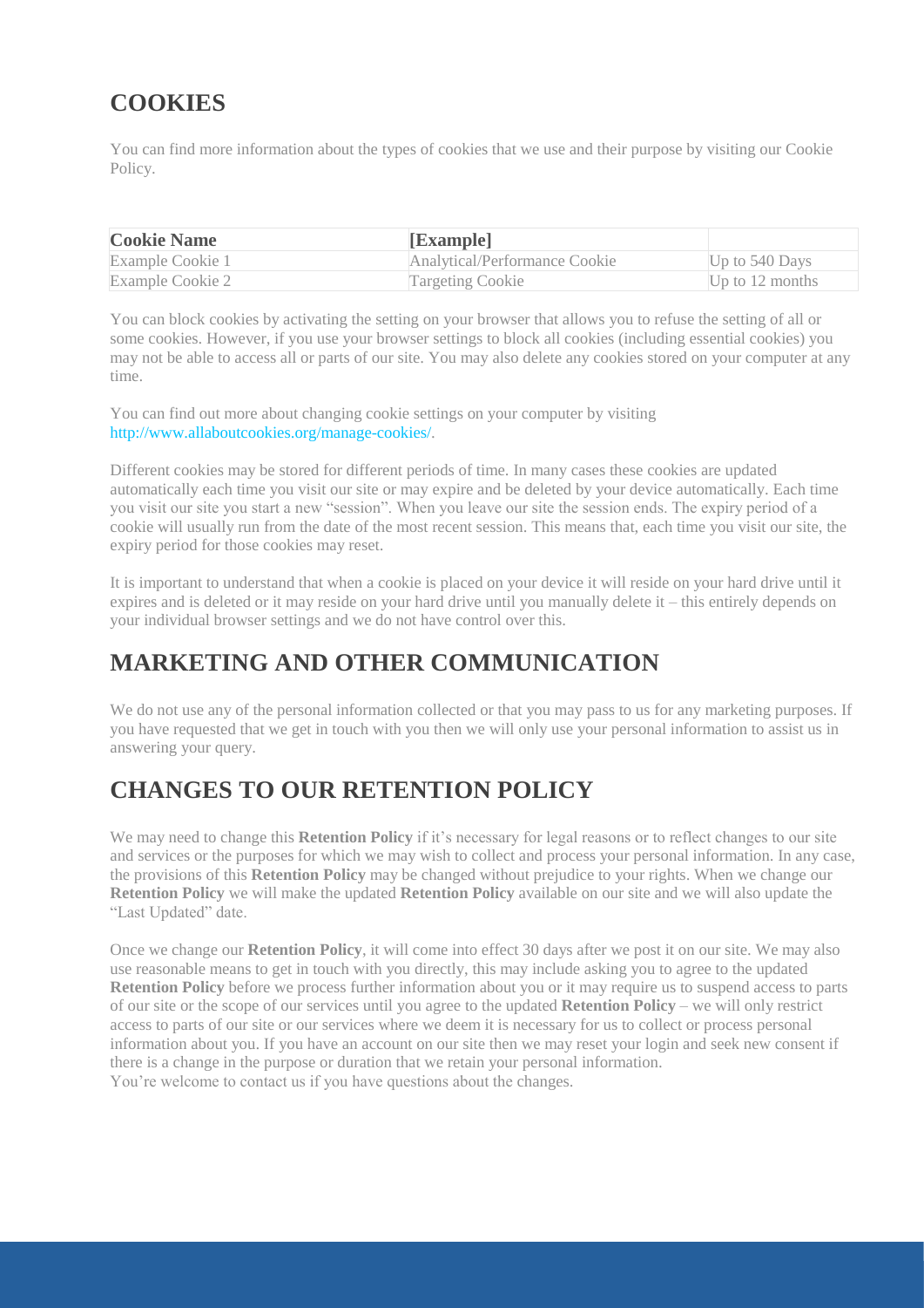## COOKIES

You can find more information about the types of cookies that we use and their purpose by visiting our Cookie Policy.

| Cookie Name | [Example] | |
|---|---|---|
| Example Cookie 1 | Analytical/Performance Cookie | Up to 540 Days |
| Example Cookie 2 | Targeting Cookie | Up to 12 months |

You can block cookies by activating the setting on your browser that allows you to refuse the setting of all or some cookies. However, if you use your browser settings to block all cookies (including essential cookies) you may not be able to access all or parts of our site. You may also delete any cookies stored on your computer at any time.

You can find out more about changing cookie settings on your computer by visiting http://www.allaboutcookies.org/manage-cookies/.

Different cookies may be stored for different periods of time. In many cases these cookies are updated automatically each time you visit our site or may expire and be deleted by your device automatically. Each time you visit our site you start a new "session". When you leave our site the session ends. The expiry period of a cookie will usually run from the date of the most recent session. This means that, each time you visit our site, the expiry period for those cookies may reset.

It is important to understand that when a cookie is placed on your device it will reside on your hard drive until it expires and is deleted or it may reside on your hard drive until you manually delete it – this entirely depends on your individual browser settings and we do not have control over this.

## MARKETING AND OTHER COMMUNICATION

We do not use any of the personal information collected or that you may pass to us for any marketing purposes. If you have requested that we get in touch with you then we will only use your personal information to assist us in answering your query.

## CHANGES TO OUR RETENTION POLICY

We may need to change this **Retention Policy** if it's necessary for legal reasons or to reflect changes to our site and services or the purposes for which we may wish to collect and process your personal information. In any case, the provisions of this **Retention Policy** may be changed without prejudice to your rights. When we change our **Retention Policy** we will make the updated **Retention Policy** available on our site and we will also update the "Last Updated" date.

Once we change our **Retention Policy**, it will come into effect 30 days after we post it on our site. We may also use reasonable means to get in touch with you directly, this may include asking you to agree to the updated **Retention Policy** before we process further information about you or it may require us to suspend access to parts of our site or the scope of our services until you agree to the updated **Retention Policy** – we will only restrict access to parts of our site or our services where we deem it is necessary for us to collect or process personal information about you. If you have an account on our site then we may reset your login and seek new consent if there is a change in the purpose or duration that we retain your personal information.
You're welcome to contact us if you have questions about the changes.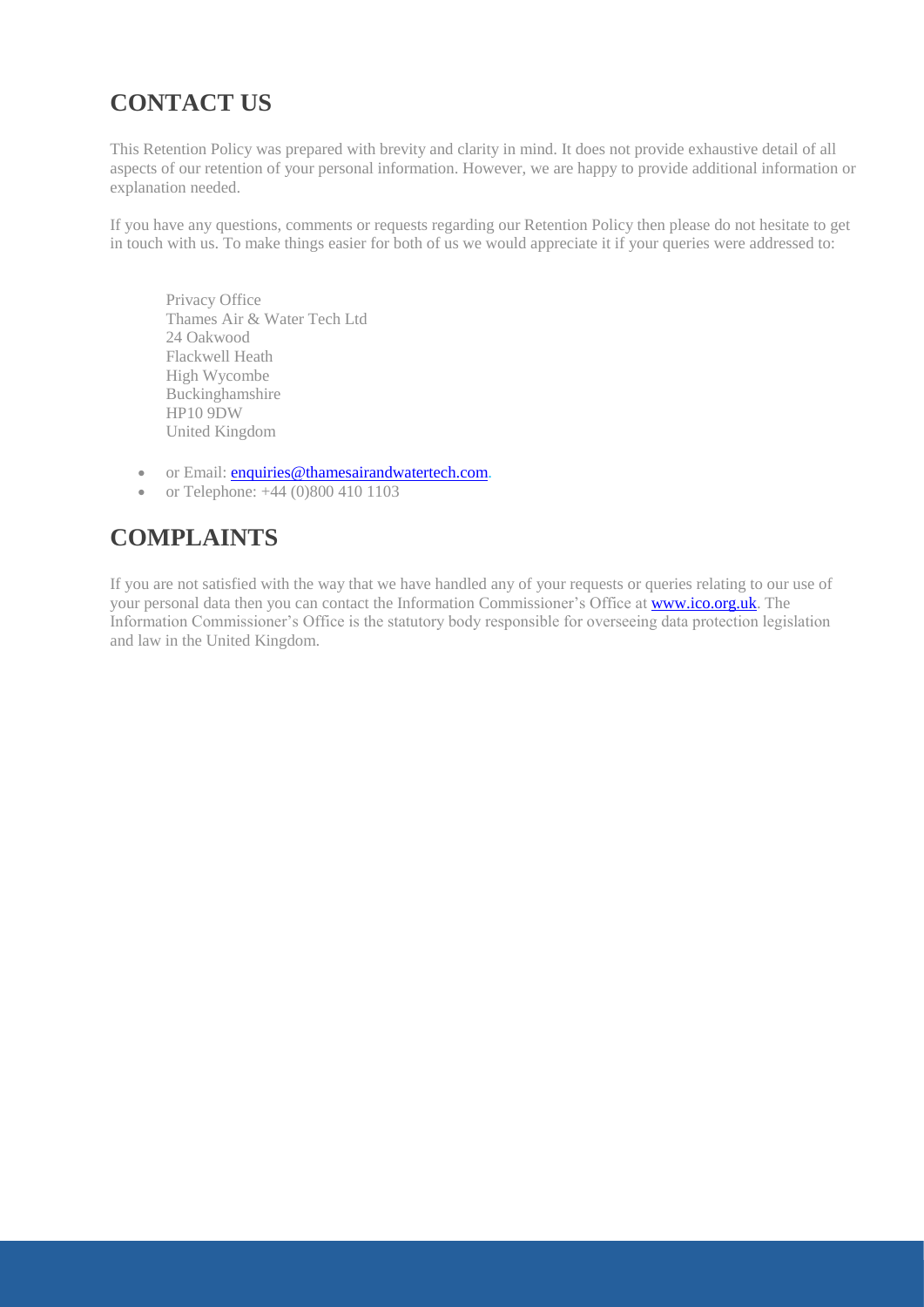## CONTACT US

This Retention Policy was prepared with brevity and clarity in mind. It does not provide exhaustive detail of all aspects of our retention of your personal information. However, we are happy to provide additional information or explanation needed.

If you have any questions, comments or requests regarding our Retention Policy then please do not hesitate to get in touch with us. To make things easier for both of us we would appreciate it if your queries were addressed to:

Privacy Office
Thames Air & Water Tech Ltd
24 Oakwood
Flackwell Heath
High Wycombe
Buckinghamshire
HP10 9DW
United Kingdom

- or Email: enquiries@thamesairandwatertech.com.
- or Telephone: +44 (0)800 410 1103

## COMPLAINTS

If you are not satisfied with the way that we have handled any of your requests or queries relating to our use of your personal data then you can contact the Information Commissioner's Office at www.ico.org.uk. The Information Commissioner's Office is the statutory body responsible for overseeing data protection legislation and law in the United Kingdom.